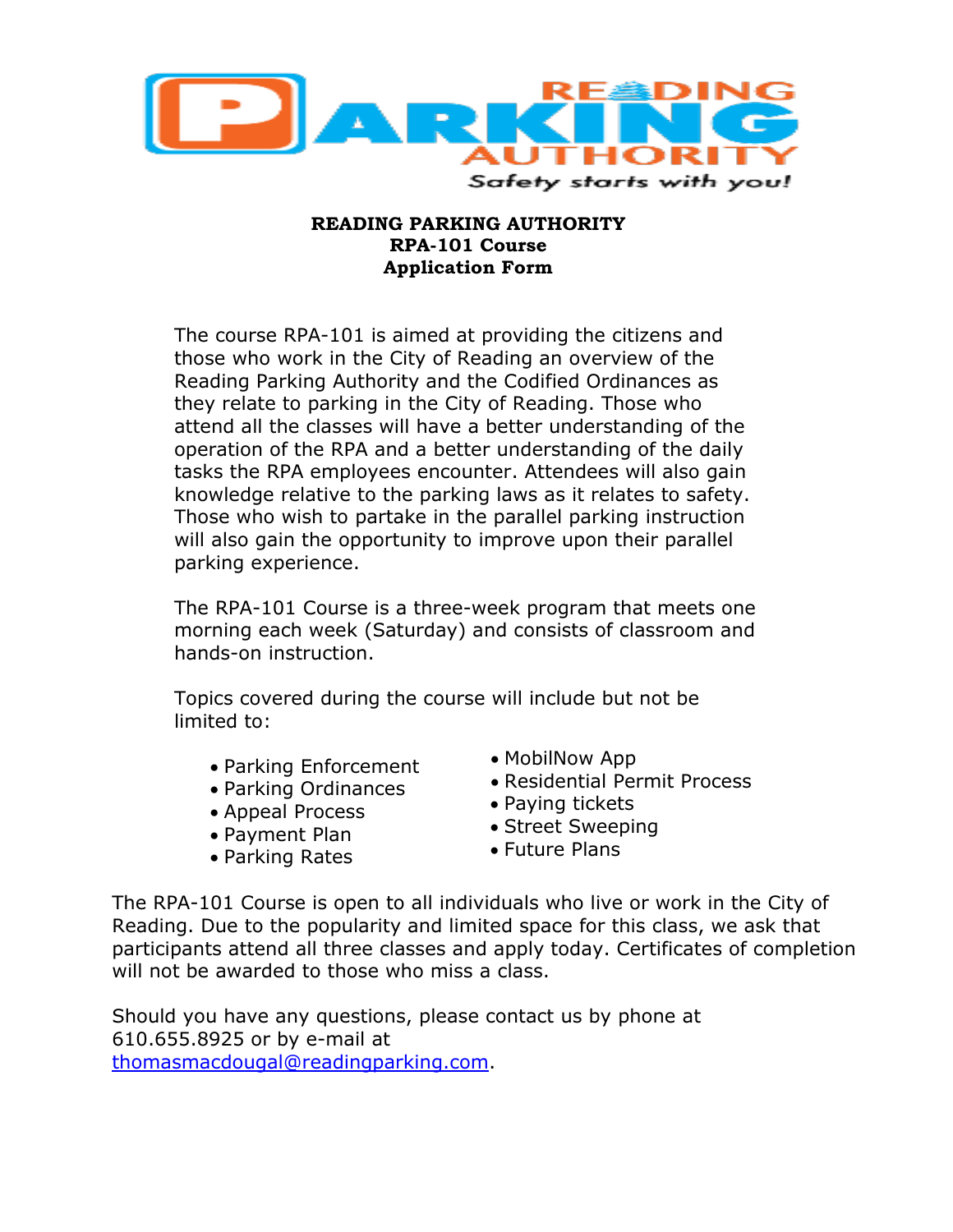READING PARKING AUTHORITY
*Safety starts with you!*

# READING PARKING AUTHORITY
## RPA-101 Course
## Application Form

The course RPA-101 is aimed at providing the citizens and those who work in the City of Reading an overview of the Reading Parking Authority and the Codified Ordinances as they relate to parking in the City of Reading. Those who attend all the classes will have a better understanding of the operation of the RPA and a better understanding of the daily tasks the RPA employees encounter. Attendees will also gain knowledge relative to the parking laws as it relates to safety. Those who wish to partake in the parallel parking instruction will also gain the opportunity to improve upon their parallel parking experience.

The RPA-101 Course is a three-week program that meets one morning each week (Saturday) and consists of classroom and hands-on instruction.

Topics covered during the course will include but not be limited to:

- Parking Enforcement
- Parking Ordinances
- Appeal Process
- Payment Plan
- Parking Rates
- MobilNow App
- Residential Permit Process
- Paying tickets
- Street Sweeping
- Future Plans

The RPA-101 Course is open to all individuals who live or work in the City of Reading. Due to the popularity and limited space for this class, we ask that participants attend all three classes and apply today. Certificates of completion will not be awarded to those who miss a class.

Should you have any questions, please contact us by phone at 610.655.8925 or by e-mail at thomasmacdougal@readingparking.com.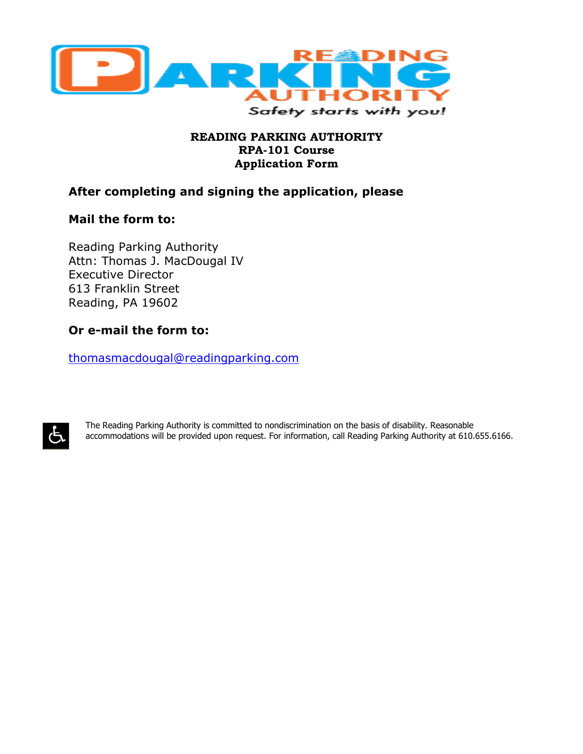**READING PARKING AUTHORITY**
**RPA-101 Course**
**Application Form**

**After completing and signing the application, please**

**Mail the form to:**

Reading Parking Authority
Attn: Thomas J. MacDougal IV
Executive Director
613 Franklin Street
Reading, PA 19602

**Or e-mail the form to:**

thomasmacdougal@readingparking.com

The Reading Parking Authority is committed to nondiscrimination on the basis of disability. Reasonable accommodations will be provided upon request. For information, call Reading Parking Authority at 610.655.6166.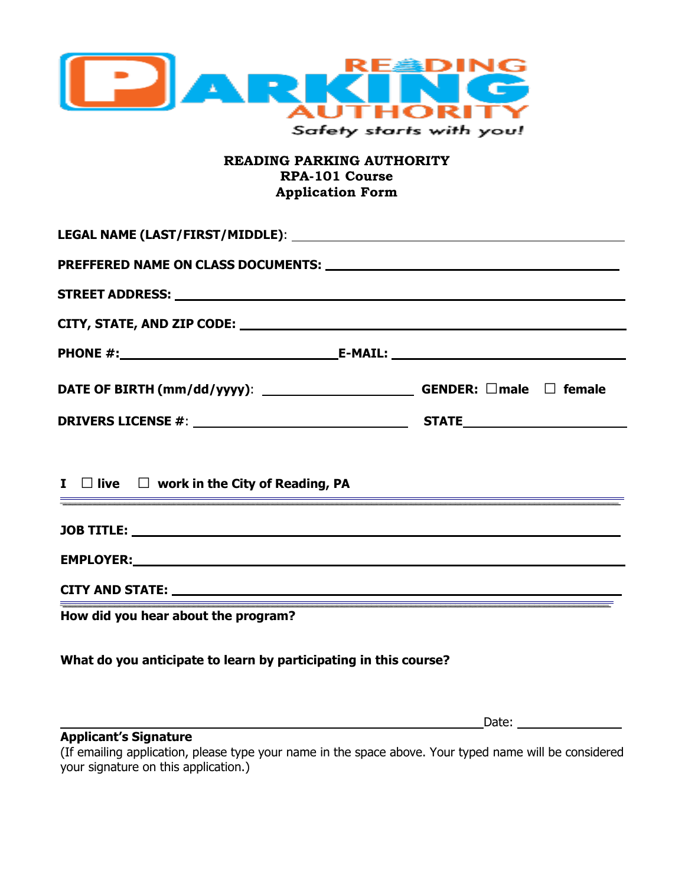READING PARKING AUTHORITY

Safety starts with you!

**READING PARKING AUTHORITY**
**RPA-101 Course**
**Application Form**

**LEGAL NAME (LAST/FIRST/MIDDLE)**: ______________________________

**PREFFERED NAME ON CLASS DOCUMENTS:** ______________________________

**STREET ADDRESS:** ______________________________

**CITY, STATE, AND ZIP CODE:** ______________________________

**PHONE #:**____________________ **E-MAIL:** ____________________

**DATE OF BIRTH (mm/dd/yyyy)**: ____________________ **GENDER:** ☐**male** ☐ **female**

**DRIVERS LICENSE #**: ____________________ **STATE**____________________

**I** ☐ **live** ☐ **work in the City of Reading, PA**

---

**JOB TITLE:** ______________________________

**EMPLOYER:**______________________________

**CITY AND STATE:** ______________________________

---

**How did you hear about the program?**

**What do you anticipate to learn by participating in this course?**

______________________________ Date: ______________

**Applicant's Signature**

(If emailing application, please type your name in the space above. Your typed name will be considered your signature on this application.)